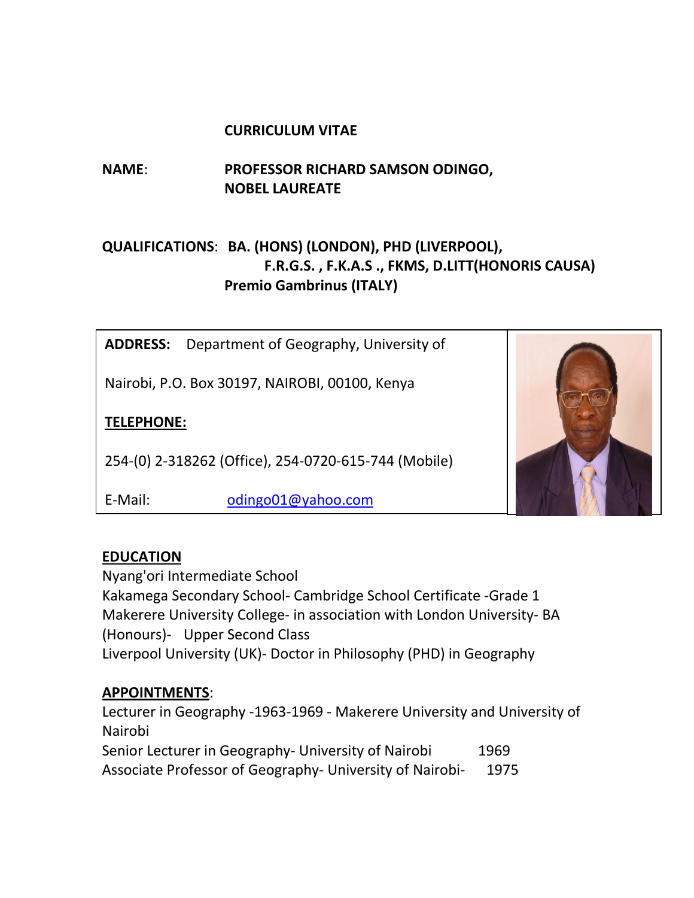# CURRICULUM VITAE

**NAME**: **PROFESSOR RICHARD SAMSON ODINGO, NOBEL LAUREATE**

**QUALIFICATIONS**: **BA. (HONS) (LONDON), PHD (LIVERPOOL), F.R.G.S. , F.K.A.S ., FKMS, D.LITT(HONORIS CAUSA) Premio Gambrinus (ITALY)**

**ADDRESS:** Department of Geography, University of Nairobi, P.O. Box 30197, NAIROBI, 00100, Kenya

**TELEPHONE:**

254-(0) 2-318262 (Office), 254-0720-615-744 (Mobile)

E-Mail: odingo01@yahoo.com

## EDUCATION

Nyang'ori Intermediate School
Kakamega Secondary School- Cambridge School Certificate -Grade 1
Makerere University College- in association with London University- BA (Honours)- Upper Second Class
Liverpool University (UK)- Doctor in Philosophy (PHD) in Geography

## APPOINTMENTS:

Lecturer in Geography -1963-1969 - Makerere University and University of Nairobi
Senior Lecturer in Geography- University of Nairobi 1969
Associate Professor of Geography- University of Nairobi- 1975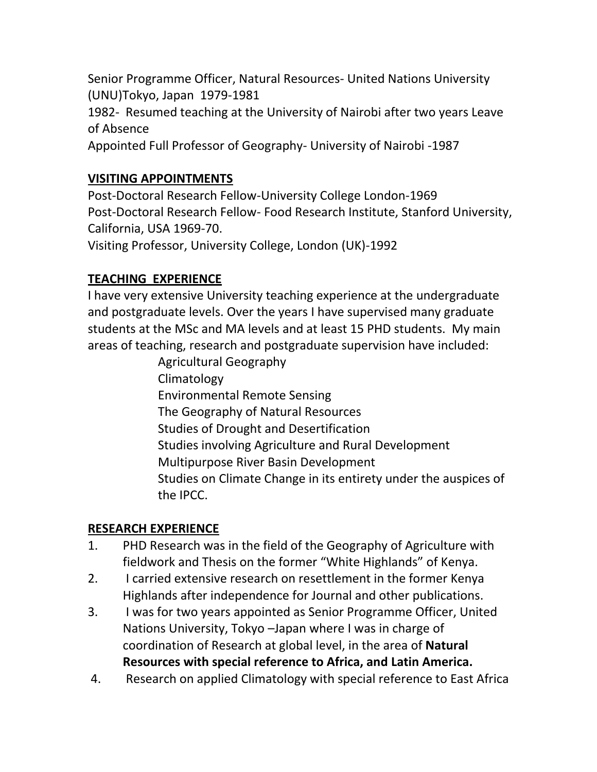Senior Programme Officer, Natural Resources- United Nations University (UNU)Tokyo, Japan 1979-1981

1982- Resumed teaching at the University of Nairobi after two years Leave of Absence

Appointed Full Professor of Geography- University of Nairobi -1987

## VISITING APPOINTMENTS

Post-Doctoral Research Fellow-University College London-1969

Post-Doctoral Research Fellow- Food Research Institute, Stanford University, California, USA 1969-70.

Visiting Professor, University College, London (UK)-1992

## TEACHING EXPERIENCE

I have very extensive University teaching experience at the undergraduate and postgraduate levels. Over the years I have supervised many graduate students at the MSc and MA levels and at least 15 PHD students. My main areas of teaching, research and postgraduate supervision have included:

- Agricultural Geography
- Climatology
- Environmental Remote Sensing
- The Geography of Natural Resources
- Studies of Drought and Desertification
- Studies involving Agriculture and Rural Development
- Multipurpose River Basin Development
- Studies on Climate Change in its entirety under the auspices of the IPCC.

## RESEARCH EXPERIENCE

1. PHD Research was in the field of the Geography of Agriculture with fieldwork and Thesis on the former "White Highlands" of Kenya.
2. I carried extensive research on resettlement in the former Kenya Highlands after independence for Journal and other publications.
3. I was for two years appointed as Senior Programme Officer, United Nations University, Tokyo –Japan where I was in charge of coordination of Research at global level, in the area of **Natural Resources with special reference to Africa, and Latin America.**
4. Research on applied Climatology with special reference to East Africa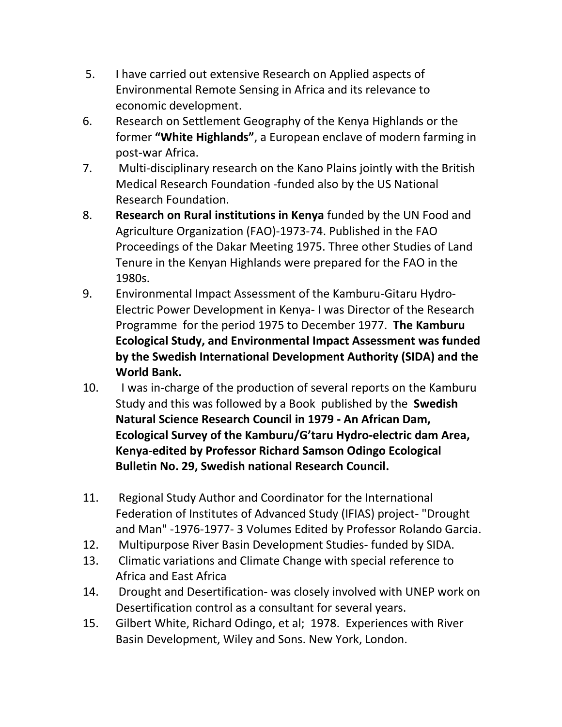5. I have carried out extensive Research on Applied aspects of Environmental Remote Sensing in Africa and its relevance to economic development.
6. Research on Settlement Geography of the Kenya Highlands or the former **"White Highlands"**, a European enclave of modern farming in post-war Africa.
7. Multi-disciplinary research on the Kano Plains jointly with the British Medical Research Foundation -funded also by the US National Research Foundation.
8. **Research on Rural institutions in Kenya** funded by the UN Food and Agriculture Organization (FAO)-1973-74. Published in the FAO Proceedings of the Dakar Meeting 1975. Three other Studies of Land Tenure in the Kenyan Highlands were prepared for the FAO in the 1980s.
9. Environmental Impact Assessment of the Kamburu-Gitaru Hydro-Electric Power Development in Kenya- I was Director of the Research Programme for the period 1975 to December 1977. **The Kamburu Ecological Study, and Environmental Impact Assessment was funded by the Swedish International Development Authority (SIDA) and the World Bank.**
10. I was in-charge of the production of several reports on the Kamburu Study and this was followed by a Book published by the **Swedish Natural Science Research Council in 1979 - An African Dam, Ecological Survey of the Kamburu/G'taru Hydro-electric dam Area, Kenya-edited by Professor Richard Samson Odingo Ecological Bulletin No. 29, Swedish national Research Council.**
11. Regional Study Author and Coordinator for the International Federation of Institutes of Advanced Study (IFIAS) project- "Drought and Man" -1976-1977- 3 Volumes Edited by Professor Rolando Garcia.
12. Multipurpose River Basin Development Studies- funded by SIDA.
13. Climatic variations and Climate Change with special reference to Africa and East Africa
14. Drought and Desertification- was closely involved with UNEP work on Desertification control as a consultant for several years.
15. Gilbert White, Richard Odingo, et al; 1978. Experiences with River Basin Development, Wiley and Sons. New York, London.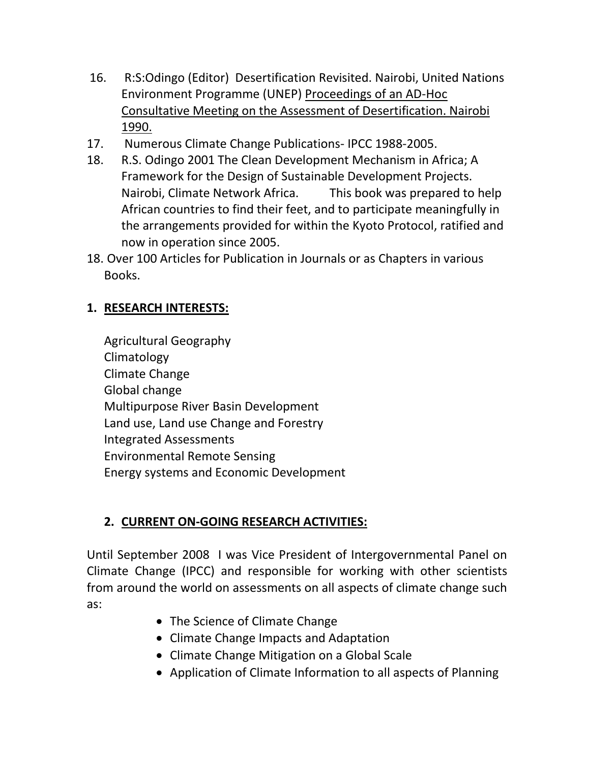16. R:S:Odingo (Editor) Desertification Revisited. Nairobi, United Nations Environment Programme (UNEP) Proceedings of an AD-Hoc Consultative Meeting on the Assessment of Desertification. Nairobi 1990.
17. Numerous Climate Change Publications- IPCC 1988-2005.
18. R.S. Odingo 2001 The Clean Development Mechanism in Africa; A Framework for the Design of Sustainable Development Projects. Nairobi, Climate Network Africa. This book was prepared to help African countries to find their feet, and to participate meaningfully in the arrangements provided for within the Kyoto Protocol, ratified and now in operation since 2005.
18. Over 100 Articles for Publication in Journals or as Chapters in various Books.

## 1. RESEARCH INTERESTS:

Agricultural Geography
Climatology
Climate Change
Global change
Multipurpose River Basin Development
Land use, Land use Change and Forestry
Integrated Assessments
Environmental Remote Sensing
Energy systems and Economic Development

## 2. CURRENT ON-GOING RESEARCH ACTIVITIES:

Until September 2008 I was Vice President of Intergovernmental Panel on Climate Change (IPCC) and responsible for working with other scientists from around the world on assessments on all aspects of climate change such as:

- The Science of Climate Change
- Climate Change Impacts and Adaptation
- Climate Change Mitigation on a Global Scale
- Application of Climate Information to all aspects of Planning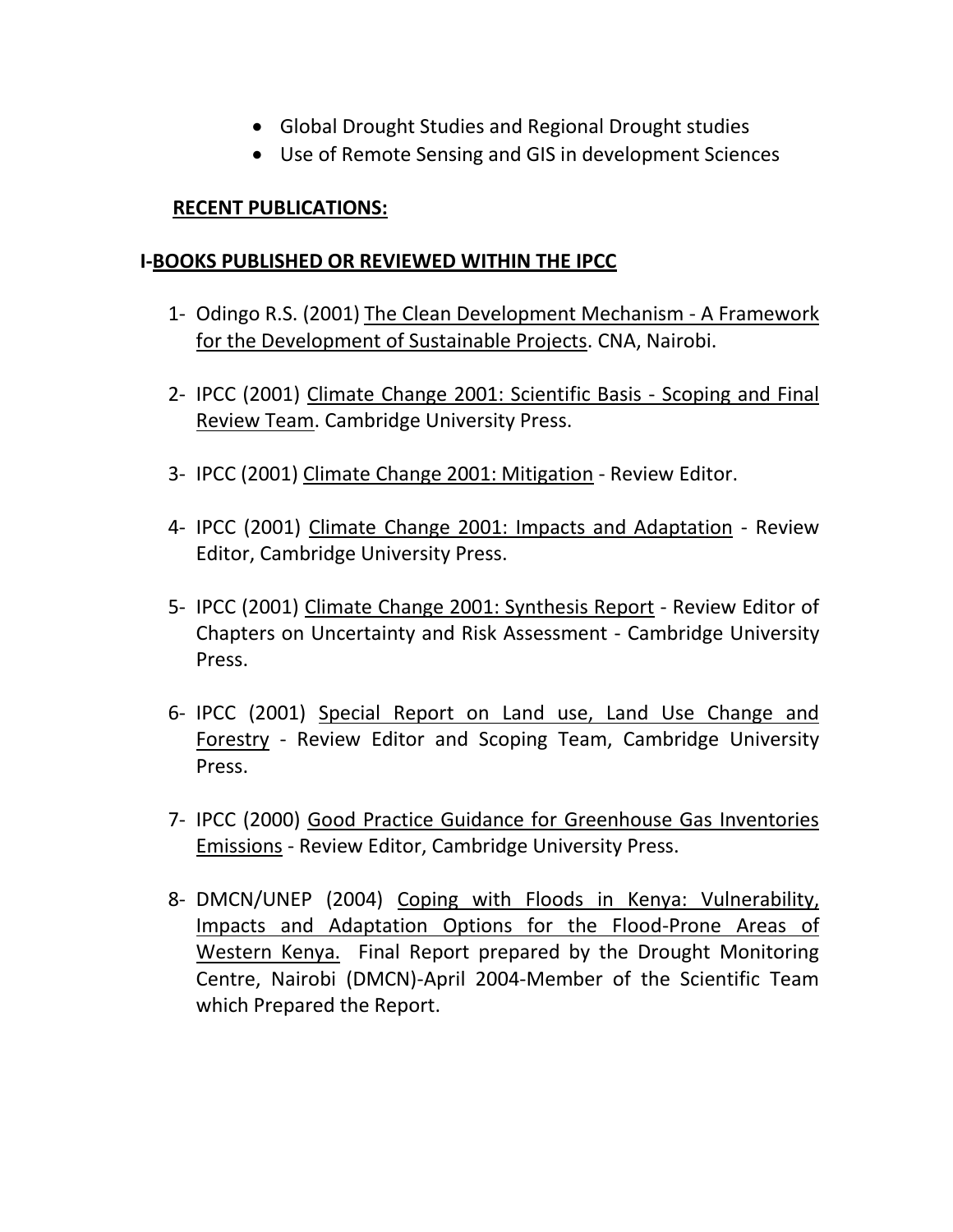- Global Drought Studies and Regional Drought studies
- Use of Remote Sensing and GIS in development Sciences

## RECENT PUBLICATIONS:

### I-BOOKS PUBLISHED OR REVIEWED WITHIN THE IPCC

1- Odingo R.S. (2001) The Clean Development Mechanism - A Framework for the Development of Sustainable Projects. CNA, Nairobi.

2- IPCC (2001) Climate Change 2001: Scientific Basis - Scoping and Final Review Team. Cambridge University Press.

3- IPCC (2001) Climate Change 2001: Mitigation - Review Editor.

4- IPCC (2001) Climate Change 2001: Impacts and Adaptation - Review Editor, Cambridge University Press.

5- IPCC (2001) Climate Change 2001: Synthesis Report - Review Editor of Chapters on Uncertainty and Risk Assessment - Cambridge University Press.

6- IPCC (2001) Special Report on Land use, Land Use Change and Forestry - Review Editor and Scoping Team, Cambridge University Press.

7- IPCC (2000) Good Practice Guidance for Greenhouse Gas Inventories Emissions - Review Editor, Cambridge University Press.

8- DMCN/UNEP (2004) Coping with Floods in Kenya: Vulnerability, Impacts and Adaptation Options for the Flood-Prone Areas of Western Kenya. Final Report prepared by the Drought Monitoring Centre, Nairobi (DMCN)-April 2004-Member of the Scientific Team which Prepared the Report.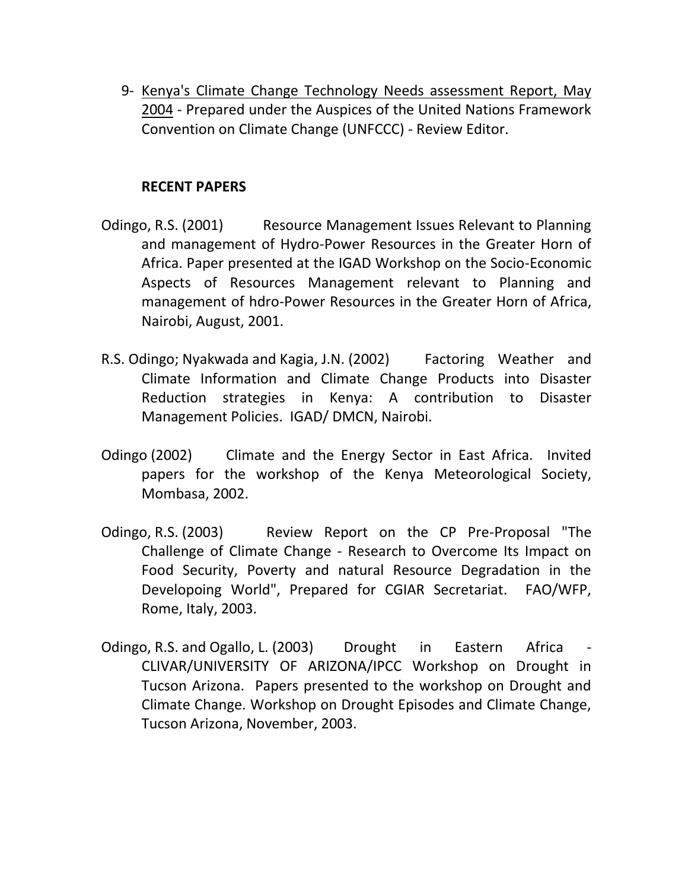9- Kenya's Climate Change Technology Needs assessment Report, May 2004 - Prepared under the Auspices of the United Nations Framework Convention on Climate Change (UNFCCC) - Review Editor.

**RECENT PAPERS**

Odingo, R.S. (2001) Resource Management Issues Relevant to Planning and management of Hydro-Power Resources in the Greater Horn of Africa. Paper presented at the IGAD Workshop on the Socio-Economic Aspects of Resources Management relevant to Planning and management of hdro-Power Resources in the Greater Horn of Africa, Nairobi, August, 2001.

R.S. Odingo; Nyakwada and Kagia, J.N. (2002) Factoring Weather and Climate Information and Climate Change Products into Disaster Reduction strategies in Kenya: A contribution to Disaster Management Policies. IGAD/ DMCN, Nairobi.

Odingo (2002) Climate and the Energy Sector in East Africa. Invited papers for the workshop of the Kenya Meteorological Society, Mombasa, 2002.

Odingo, R.S. (2003) Review Report on the CP Pre-Proposal "The Challenge of Climate Change - Research to Overcome Its Impact on Food Security, Poverty and natural Resource Degradation in the Developoing World", Prepared for CGIAR Secretariat. FAO/WFP, Rome, Italy, 2003.

Odingo, R.S. and Ogallo, L. (2003) Drought in Eastern Africa - CLIVAR/UNIVERSITY OF ARIZONA/IPCC Workshop on Drought in Tucson Arizona. Papers presented to the workshop on Drought and Climate Change. Workshop on Drought Episodes and Climate Change, Tucson Arizona, November, 2003.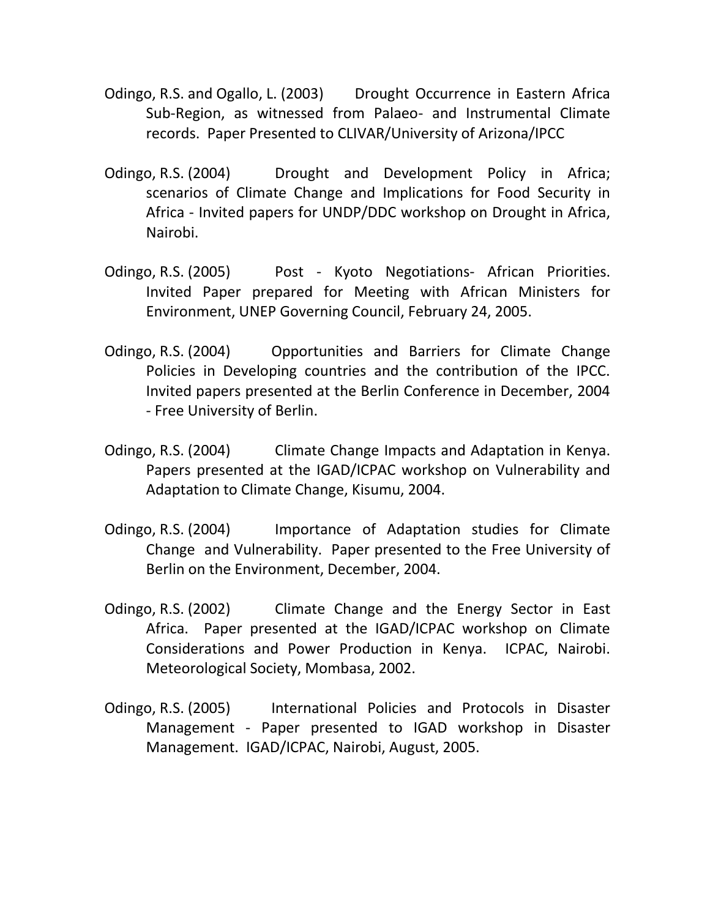Odingo, R.S. and Ogallo, L. (2003) Drought Occurrence in Eastern Africa Sub-Region, as witnessed from Palaeo- and Instrumental Climate records. Paper Presented to CLIVAR/University of Arizona/IPCC

Odingo, R.S. (2004) Drought and Development Policy in Africa; scenarios of Climate Change and Implications for Food Security in Africa - Invited papers for UNDP/DDC workshop on Drought in Africa, Nairobi.

Odingo, R.S. (2005) Post - Kyoto Negotiations- African Priorities. Invited Paper prepared for Meeting with African Ministers for Environment, UNEP Governing Council, February 24, 2005.

Odingo, R.S. (2004) Opportunities and Barriers for Climate Change Policies in Developing countries and the contribution of the IPCC. Invited papers presented at the Berlin Conference in December, 2004 - Free University of Berlin.

Odingo, R.S. (2004) Climate Change Impacts and Adaptation in Kenya. Papers presented at the IGAD/ICPAC workshop on Vulnerability and Adaptation to Climate Change, Kisumu, 2004.

Odingo, R.S. (2004) Importance of Adaptation studies for Climate Change and Vulnerability. Paper presented to the Free University of Berlin on the Environment, December, 2004.

Odingo, R.S. (2002) Climate Change and the Energy Sector in East Africa. Paper presented at the IGAD/ICPAC workshop on Climate Considerations and Power Production in Kenya. ICPAC, Nairobi. Meteorological Society, Mombasa, 2002.

Odingo, R.S. (2005) International Policies and Protocols in Disaster Management - Paper presented to IGAD workshop in Disaster Management. IGAD/ICPAC, Nairobi, August, 2005.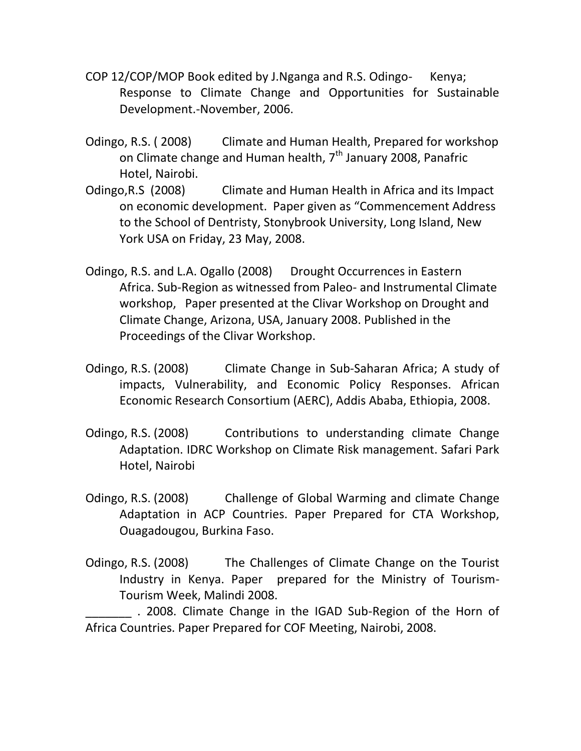COP 12/COP/MOP Book edited by J.Nganga and R.S. Odingo- Kenya; Response to Climate Change and Opportunities for Sustainable Development.-November, 2006.

Odingo, R.S. ( 2008) Climate and Human Health, Prepared for workshop on Climate change and Human health, 7th January 2008, Panafric Hotel, Nairobi.

Odingo,R.S (2008) Climate and Human Health in Africa and its Impact on economic development. Paper given as "Commencement Address to the School of Dentristy, Stonybrook University, Long Island, New York USA on Friday, 23 May, 2008.

Odingo, R.S. and L.A. Ogallo (2008) Drought Occurrences in Eastern Africa. Sub-Region as witnessed from Paleo- and Instrumental Climate workshop, Paper presented at the Clivar Workshop on Drought and Climate Change, Arizona, USA, January 2008. Published in the Proceedings of the Clivar Workshop.

Odingo, R.S. (2008) Climate Change in Sub-Saharan Africa; A study of impacts, Vulnerability, and Economic Policy Responses. African Economic Research Consortium (AERC), Addis Ababa, Ethiopia, 2008.

Odingo, R.S. (2008) Contributions to understanding climate Change Adaptation. IDRC Workshop on Climate Risk management. Safari Park Hotel, Nairobi

Odingo, R.S. (2008) Challenge of Global Warming and climate Change Adaptation in ACP Countries. Paper Prepared for CTA Workshop, Ouagadougou, Burkina Faso.

Odingo, R.S. (2008) The Challenges of Climate Change on the Tourist Industry in Kenya. Paper prepared for the Ministry of Tourism-Tourism Week, Malindi 2008.

_______ . 2008. Climate Change in the IGAD Sub-Region of the Horn of Africa Countries. Paper Prepared for COF Meeting, Nairobi, 2008.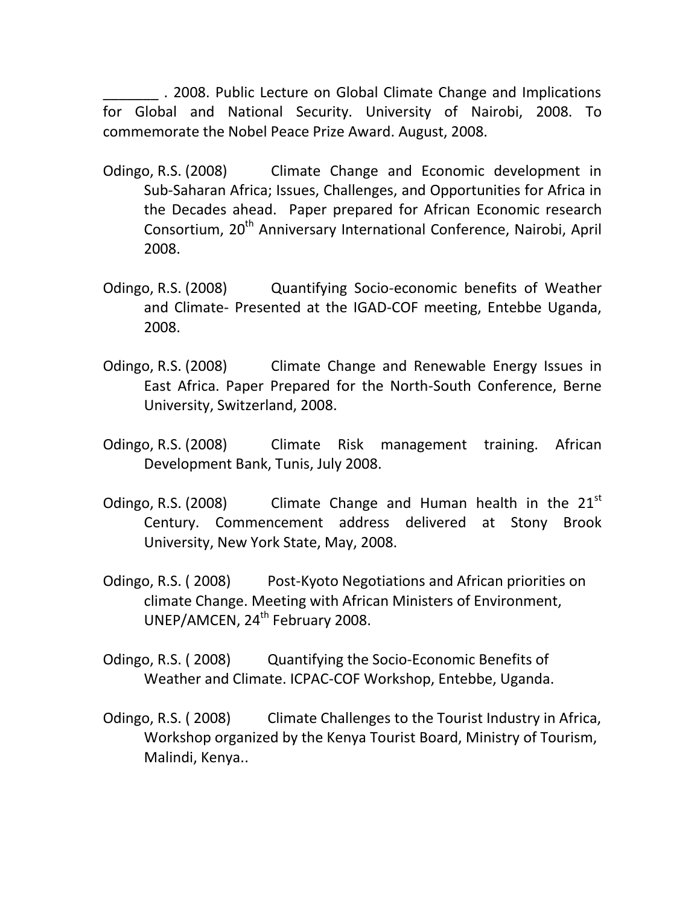_______ . 2008. Public Lecture on Global Climate Change and Implications for Global and National Security. University of Nairobi, 2008. To commemorate the Nobel Peace Prize Award. August, 2008.

Odingo, R.S. (2008) Climate Change and Economic development in Sub-Saharan Africa; Issues, Challenges, and Opportunities for Africa in the Decades ahead. Paper prepared for African Economic research Consortium, 20th Anniversary International Conference, Nairobi, April 2008.

Odingo, R.S. (2008) Quantifying Socio-economic benefits of Weather and Climate- Presented at the IGAD-COF meeting, Entebbe Uganda, 2008.

Odingo, R.S. (2008) Climate Change and Renewable Energy Issues in East Africa. Paper Prepared for the North-South Conference, Berne University, Switzerland, 2008.

Odingo, R.S. (2008) Climate Risk management training. African Development Bank, Tunis, July 2008.

Odingo, R.S. (2008) Climate Change and Human health in the 21st Century. Commencement address delivered at Stony Brook University, New York State, May, 2008.

Odingo, R.S. ( 2008) Post-Kyoto Negotiations and African priorities on climate Change. Meeting with African Ministers of Environment, UNEP/AMCEN, 24th February 2008.

Odingo, R.S. ( 2008) Quantifying the Socio-Economic Benefits of Weather and Climate. ICPAC-COF Workshop, Entebbe, Uganda.

Odingo, R.S. ( 2008) Climate Challenges to the Tourist Industry in Africa, Workshop organized by the Kenya Tourist Board, Ministry of Tourism, Malindi, Kenya..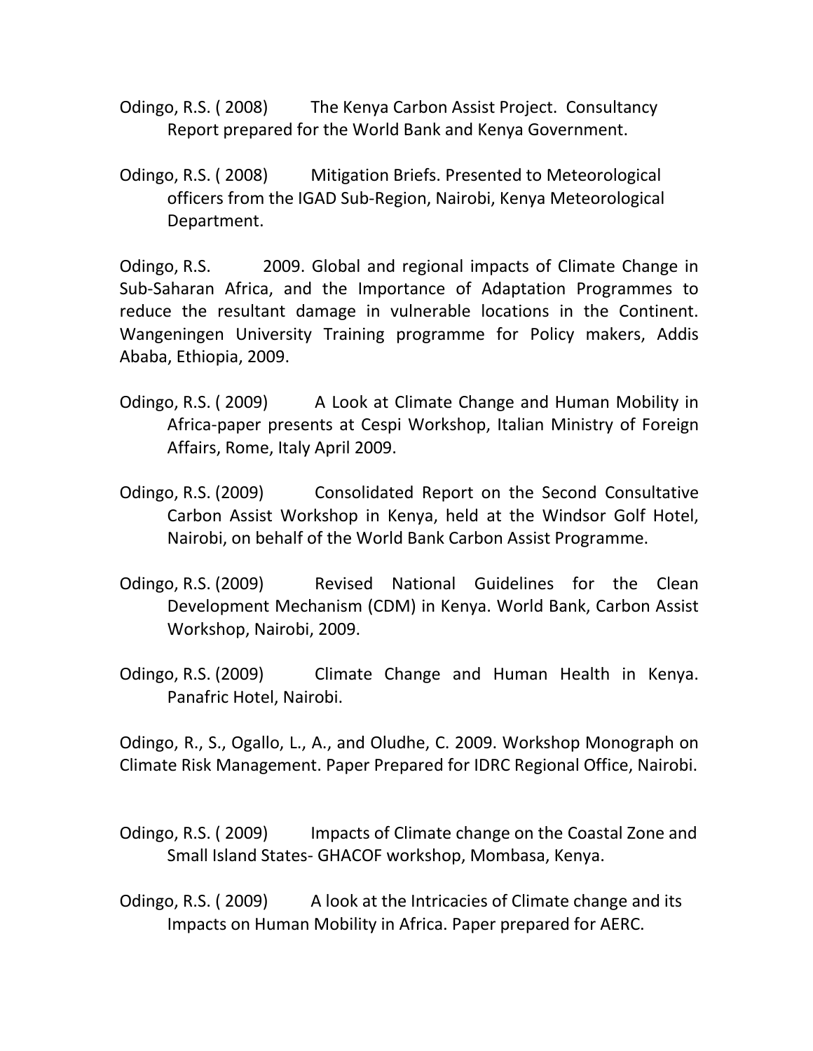Odingo, R.S. ( 2008) The Kenya Carbon Assist Project. Consultancy Report prepared for the World Bank and Kenya Government.

Odingo, R.S. ( 2008) Mitigation Briefs. Presented to Meteorological officers from the IGAD Sub-Region, Nairobi, Kenya Meteorological Department.

Odingo, R.S. 2009. Global and regional impacts of Climate Change in Sub-Saharan Africa, and the Importance of Adaptation Programmes to reduce the resultant damage in vulnerable locations in the Continent. Wangeningen University Training programme for Policy makers, Addis Ababa, Ethiopia, 2009.

Odingo, R.S. ( 2009) A Look at Climate Change and Human Mobility in Africa-paper presents at Cespi Workshop, Italian Ministry of Foreign Affairs, Rome, Italy April 2009.

Odingo, R.S. (2009) Consolidated Report on the Second Consultative Carbon Assist Workshop in Kenya, held at the Windsor Golf Hotel, Nairobi, on behalf of the World Bank Carbon Assist Programme.

Odingo, R.S. (2009) Revised National Guidelines for the Clean Development Mechanism (CDM) in Kenya. World Bank, Carbon Assist Workshop, Nairobi, 2009.

Odingo, R.S. (2009) Climate Change and Human Health in Kenya. Panafric Hotel, Nairobi.

Odingo, R., S., Ogallo, L., A., and Oludhe, C. 2009. Workshop Monograph on Climate Risk Management. Paper Prepared for IDRC Regional Office, Nairobi.

Odingo, R.S. ( 2009) Impacts of Climate change on the Coastal Zone and Small Island States- GHACOF workshop, Mombasa, Kenya.

Odingo, R.S. ( 2009) A look at the Intricacies of Climate change and its Impacts on Human Mobility in Africa. Paper prepared for AERC.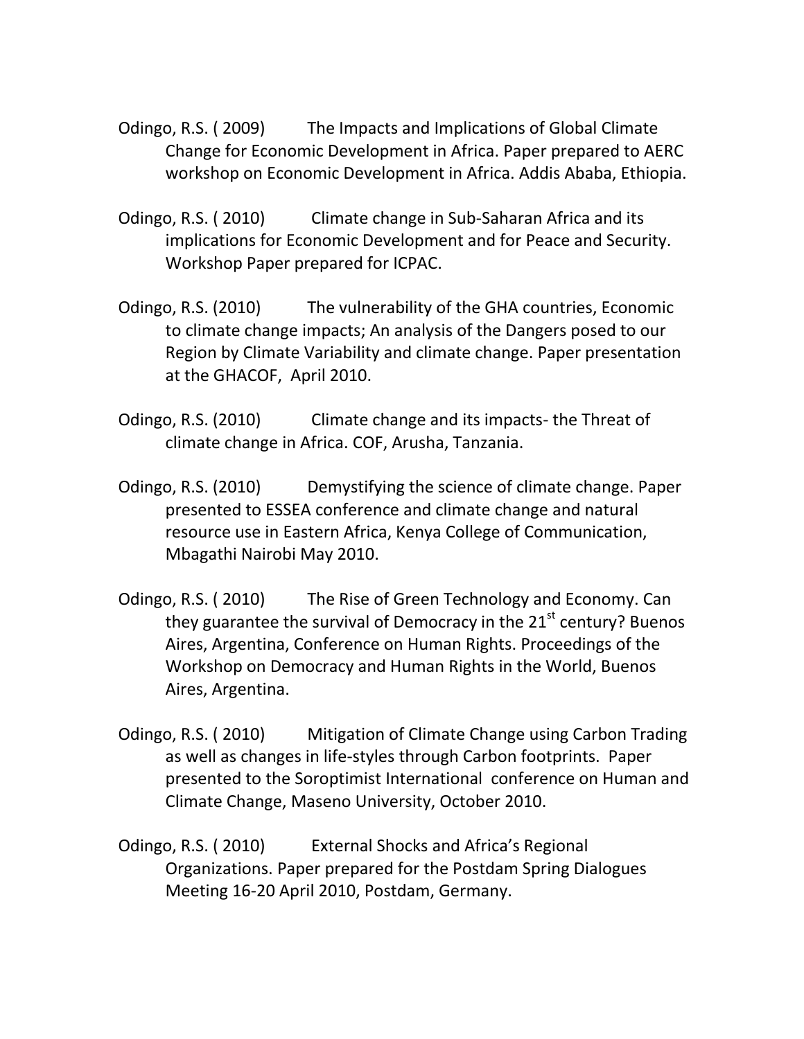Odingo, R.S. ( 2009) The Impacts and Implications of Global Climate Change for Economic Development in Africa. Paper prepared to AERC workshop on Economic Development in Africa. Addis Ababa, Ethiopia.

Odingo, R.S. ( 2010) Climate change in Sub-Saharan Africa and its implications for Economic Development and for Peace and Security. Workshop Paper prepared for ICPAC.

Odingo, R.S. (2010) The vulnerability of the GHA countries, Economic to climate change impacts; An analysis of the Dangers posed to our Region by Climate Variability and climate change. Paper presentation at the GHACOF, April 2010.

Odingo, R.S. (2010) Climate change and its impacts- the Threat of climate change in Africa. COF, Arusha, Tanzania.

Odingo, R.S. (2010) Demystifying the science of climate change. Paper presented to ESSEA conference and climate change and natural resource use in Eastern Africa, Kenya College of Communication, Mbagathi Nairobi May 2010.

Odingo, R.S. ( 2010) The Rise of Green Technology and Economy. Can they guarantee the survival of Democracy in the 21st century? Buenos Aires, Argentina, Conference on Human Rights. Proceedings of the Workshop on Democracy and Human Rights in the World, Buenos Aires, Argentina.

Odingo, R.S. ( 2010) Mitigation of Climate Change using Carbon Trading as well as changes in life-styles through Carbon footprints. Paper presented to the Soroptimist International conference on Human and Climate Change, Maseno University, October 2010.

Odingo, R.S. ( 2010) External Shocks and Africa's Regional Organizations. Paper prepared for the Postdam Spring Dialogues Meeting 16-20 April 2010, Postdam, Germany.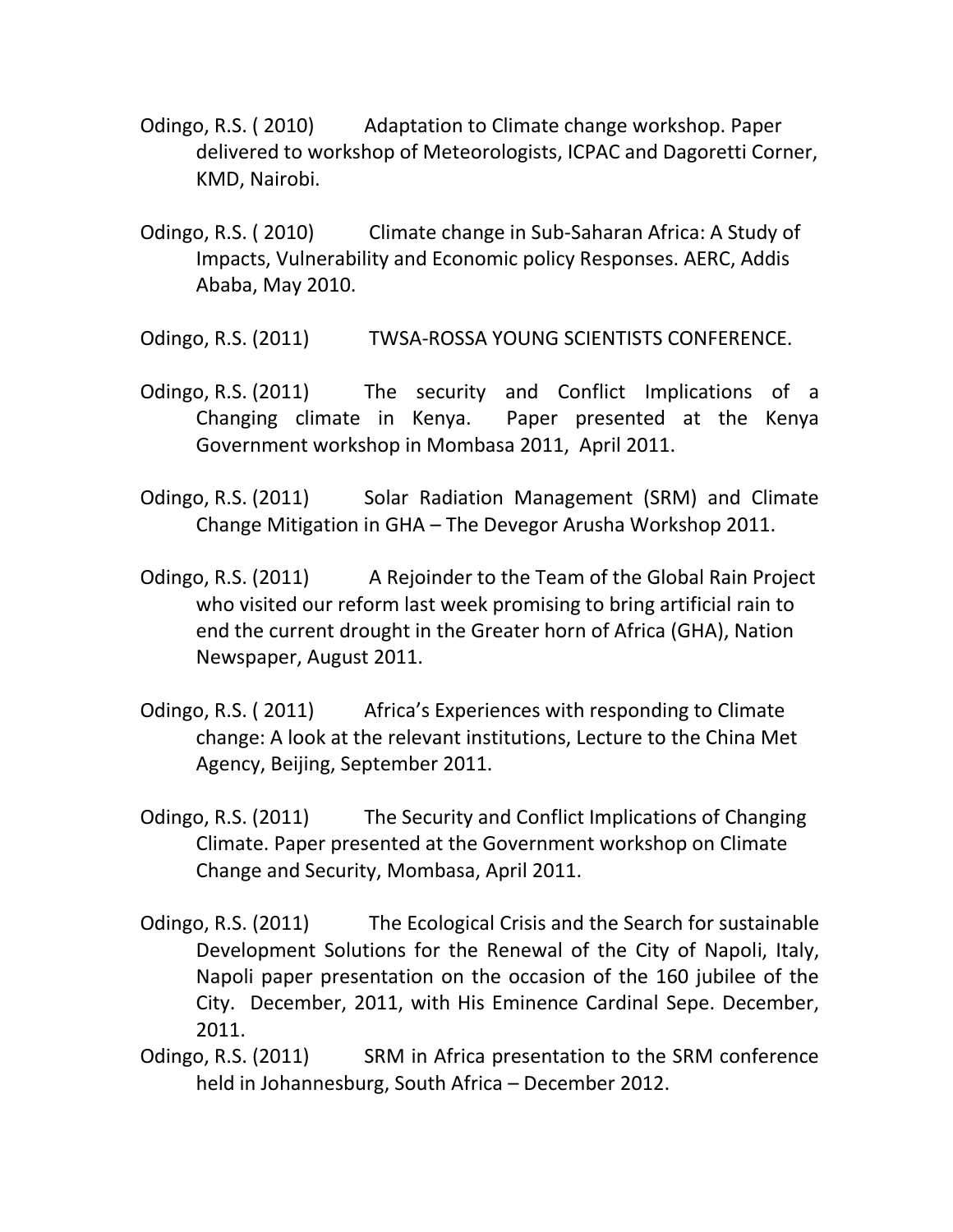Odingo, R.S. ( 2010) Adaptation to Climate change workshop. Paper delivered to workshop of Meteorologists, ICPAC and Dagoretti Corner, KMD, Nairobi.

Odingo, R.S. ( 2010) Climate change in Sub-Saharan Africa: A Study of Impacts, Vulnerability and Economic policy Responses. AERC, Addis Ababa, May 2010.

Odingo, R.S. (2011) TWSA-ROSSA YOUNG SCIENTISTS CONFERENCE.

Odingo, R.S. (2011) The security and Conflict Implications of a Changing climate in Kenya. Paper presented at the Kenya Government workshop in Mombasa 2011, April 2011.

Odingo, R.S. (2011) Solar Radiation Management (SRM) and Climate Change Mitigation in GHA – The Devegor Arusha Workshop 2011.

Odingo, R.S. (2011) A Rejoinder to the Team of the Global Rain Project who visited our reform last week promising to bring artificial rain to end the current drought in the Greater horn of Africa (GHA), Nation Newspaper, August 2011.

Odingo, R.S. ( 2011) Africa's Experiences with responding to Climate change: A look at the relevant institutions, Lecture to the China Met Agency, Beijing, September 2011.

Odingo, R.S. (2011) The Security and Conflict Implications of Changing Climate. Paper presented at the Government workshop on Climate Change and Security, Mombasa, April 2011.

Odingo, R.S. (2011) The Ecological Crisis and the Search for sustainable Development Solutions for the Renewal of the City of Napoli, Italy, Napoli paper presentation on the occasion of the 160 jubilee of the City. December, 2011, with His Eminence Cardinal Sepe. December, 2011.

Odingo, R.S. (2011) SRM in Africa presentation to the SRM conference held in Johannesburg, South Africa – December 2012.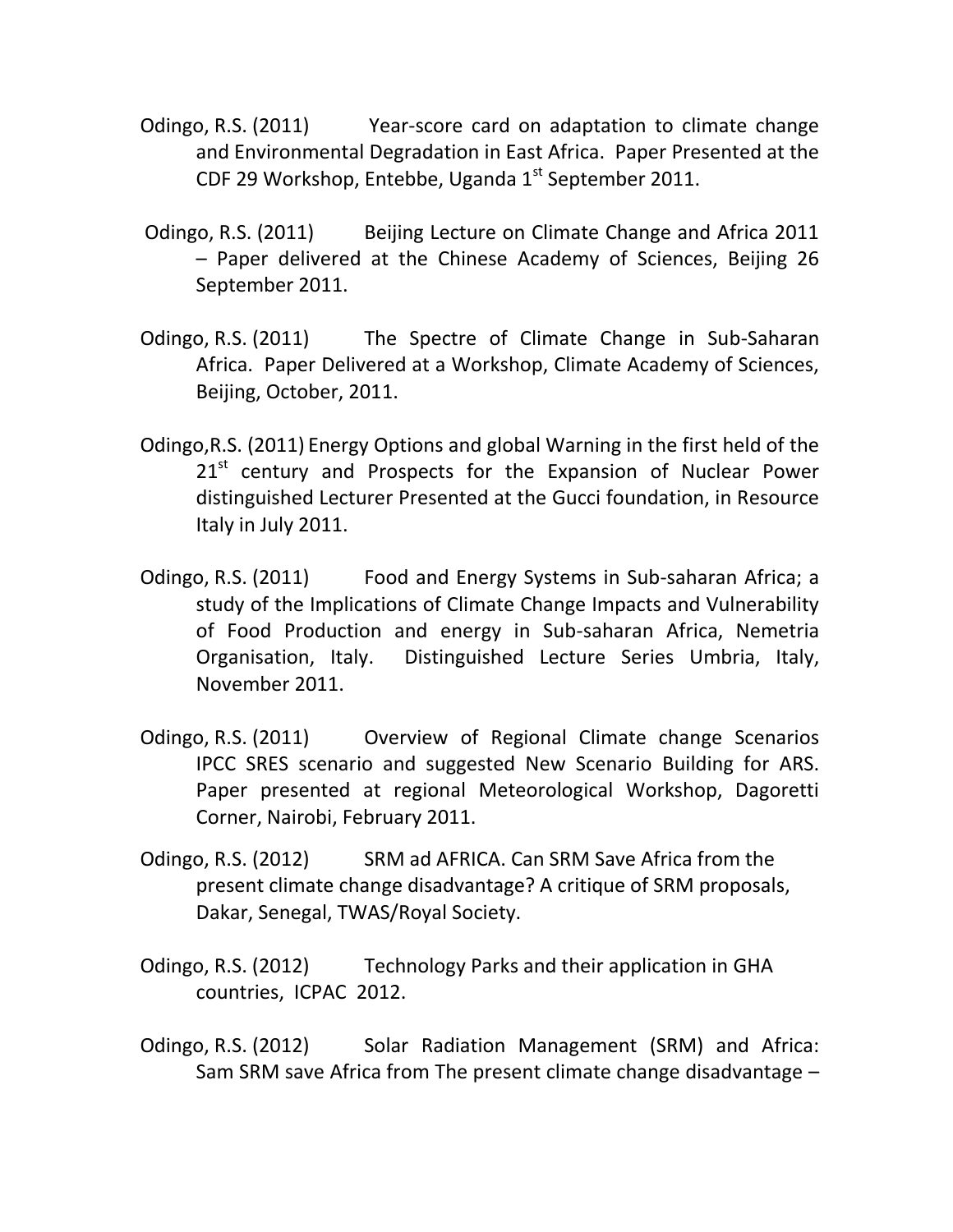Odingo, R.S. (2011) Year-score card on adaptation to climate change and Environmental Degradation in East Africa. Paper Presented at the CDF 29 Workshop, Entebbe, Uganda 1st September 2011.

Odingo, R.S. (2011) Beijing Lecture on Climate Change and Africa 2011 – Paper delivered at the Chinese Academy of Sciences, Beijing 26 September 2011.

Odingo, R.S. (2011) The Spectre of Climate Change in Sub-Saharan Africa. Paper Delivered at a Workshop, Climate Academy of Sciences, Beijing, October, 2011.

Odingo,R.S. (2011) Energy Options and global Warning in the first held of the 21st century and Prospects for the Expansion of Nuclear Power distinguished Lecturer Presented at the Gucci foundation, in Resource Italy in July 2011.

Odingo, R.S. (2011) Food and Energy Systems in Sub-saharan Africa; a study of the Implications of Climate Change Impacts and Vulnerability of Food Production and energy in Sub-saharan Africa, Nemetria Organisation, Italy. Distinguished Lecture Series Umbria, Italy, November 2011.

Odingo, R.S. (2011) Overview of Regional Climate change Scenarios IPCC SRES scenario and suggested New Scenario Building for ARS. Paper presented at regional Meteorological Workshop, Dagoretti Corner, Nairobi, February 2011.

Odingo, R.S. (2012) SRM ad AFRICA. Can SRM Save Africa from the present climate change disadvantage? A critique of SRM proposals, Dakar, Senegal, TWAS/Royal Society.

Odingo, R.S. (2012) Technology Parks and their application in GHA countries, ICPAC 2012.

Odingo, R.S. (2012) Solar Radiation Management (SRM) and Africa: Sam SRM save Africa from The present climate change disadvantage –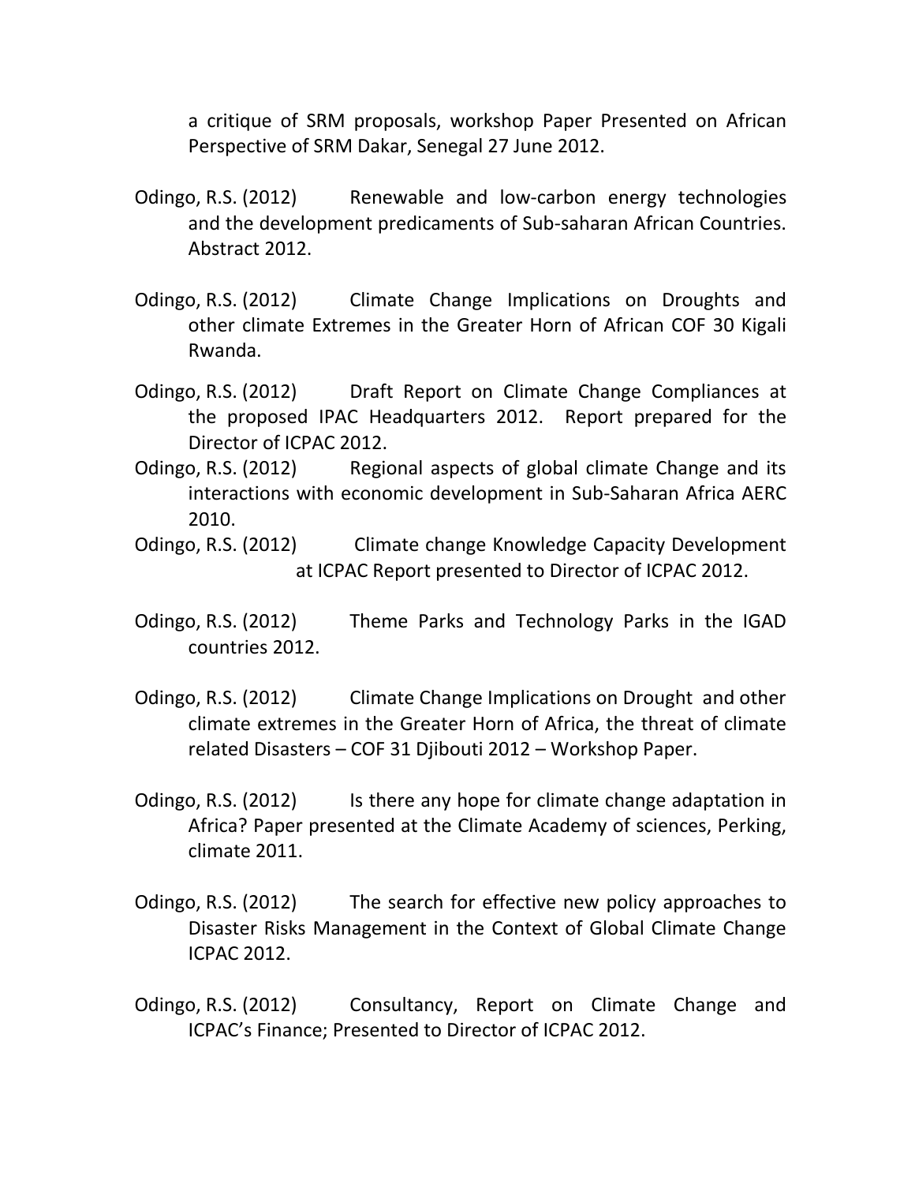a critique of SRM proposals, workshop Paper Presented on African Perspective of SRM Dakar, Senegal 27 June 2012.

Odingo, R.S. (2012) Renewable and low-carbon energy technologies and the development predicaments of Sub-saharan African Countries. Abstract 2012.

Odingo, R.S. (2012) Climate Change Implications on Droughts and other climate Extremes in the Greater Horn of African COF 30 Kigali Rwanda.

Odingo, R.S. (2012) Draft Report on Climate Change Compliances at the proposed IPAC Headquarters 2012. Report prepared for the Director of ICPAC 2012.

Odingo, R.S. (2012) Regional aspects of global climate Change and its interactions with economic development in Sub-Saharan Africa AERC 2010.

Odingo, R.S. (2012) Climate change Knowledge Capacity Development at ICPAC Report presented to Director of ICPAC 2012.

Odingo, R.S. (2012) Theme Parks and Technology Parks in the IGAD countries 2012.

Odingo, R.S. (2012) Climate Change Implications on Drought and other climate extremes in the Greater Horn of Africa, the threat of climate related Disasters – COF 31 Djibouti 2012 – Workshop Paper.

Odingo, R.S. (2012) Is there any hope for climate change adaptation in Africa? Paper presented at the Climate Academy of sciences, Perking, climate 2011.

Odingo, R.S. (2012) The search for effective new policy approaches to Disaster Risks Management in the Context of Global Climate Change ICPAC 2012.

Odingo, R.S. (2012) Consultancy, Report on Climate Change and ICPAC's Finance; Presented to Director of ICPAC 2012.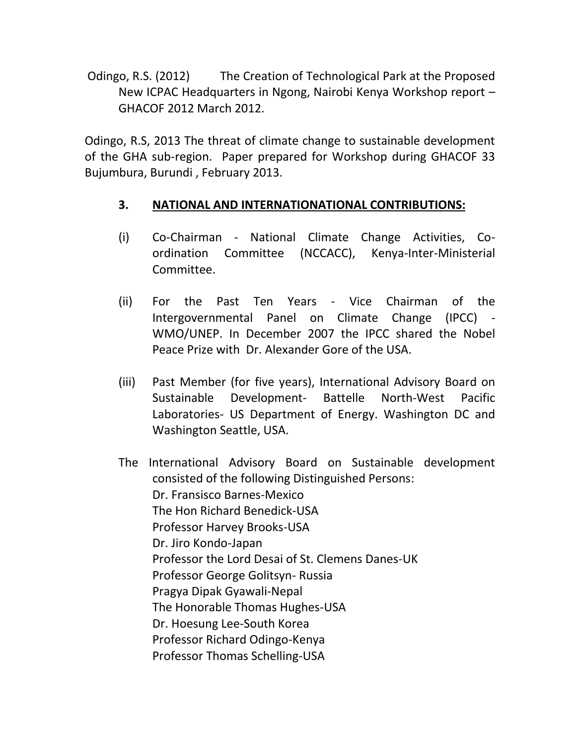Odingo, R.S. (2012) The Creation of Technological Park at the Proposed New ICPAC Headquarters in Ngong, Nairobi Kenya Workshop report – GHACOF 2012 March 2012.

Odingo, R.S, 2013 The threat of climate change to sustainable development of the GHA sub-region. Paper prepared for Workshop during GHACOF 33 Bujumbura, Burundi , February 2013.

### 3. <u>NATIONAL AND INTERNATIONATIONAL CONTRIBUTIONS:</u>

(i) Co-Chairman - National Climate Change Activities, Co-ordination Committee (NCCACC), Kenya-Inter-Ministerial Committee.

(ii) For the Past Ten Years - Vice Chairman of the Intergovernmental Panel on Climate Change (IPCC) - WMO/UNEP. In December 2007 the IPCC shared the Nobel Peace Prize with Dr. Alexander Gore of the USA.

(iii) Past Member (for five years), International Advisory Board on Sustainable Development- Battelle North-West Pacific Laboratories- US Department of Energy. Washington DC and Washington Seattle, USA.

The International Advisory Board on Sustainable development consisted of the following Distinguished Persons:

Dr. Fransisco Barnes-Mexico
The Hon Richard Benedick-USA
Professor Harvey Brooks-USA
Dr. Jiro Kondo-Japan
Professor the Lord Desai of St. Clemens Danes-UK
Professor George Golitsyn- Russia
Pragya Dipak Gyawali-Nepal
The Honorable Thomas Hughes-USA
Dr. Hoesung Lee-South Korea
Professor Richard Odingo-Kenya
Professor Thomas Schelling-USA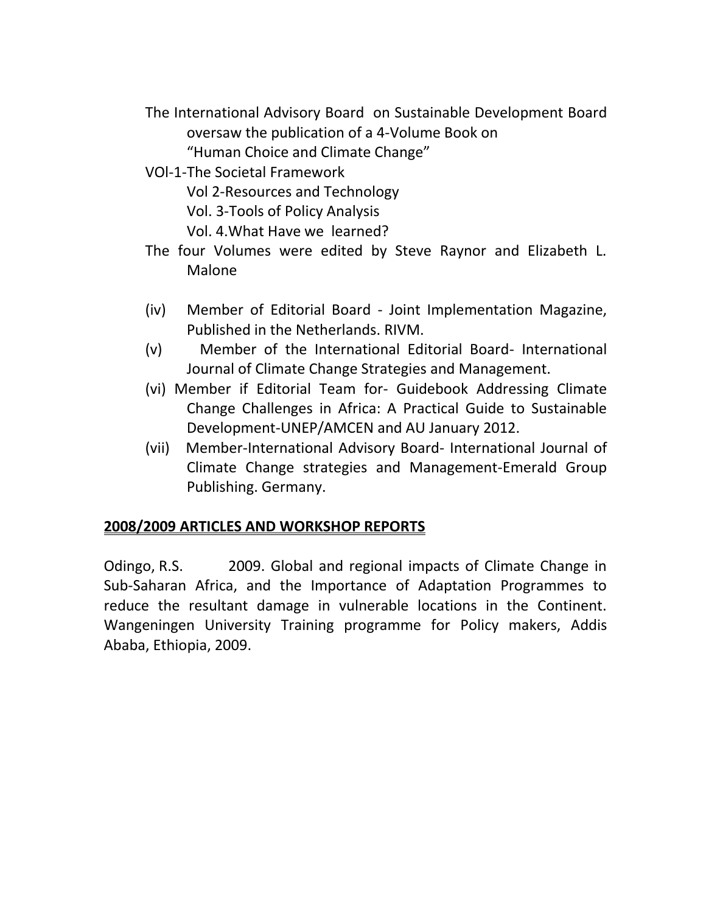The International Advisory Board on Sustainable Development Board oversaw the publication of a 4-Volume Book on "Human Choice and Climate Change"

VOl-1-The Societal Framework

Vol 2-Resources and Technology

Vol. 3-Tools of Policy Analysis

Vol. 4.What Have we learned?

The four Volumes were edited by Steve Raynor and Elizabeth L. Malone

(iv) Member of Editorial Board - Joint Implementation Magazine, Published in the Netherlands. RIVM.

(v) Member of the International Editorial Board- International Journal of Climate Change Strategies and Management.

(vi) Member if Editorial Team for- Guidebook Addressing Climate Change Challenges in Africa: A Practical Guide to Sustainable Development-UNEP/AMCEN and AU January 2012.

(vii) Member-International Advisory Board- International Journal of Climate Change strategies and Management-Emerald Group Publishing. Germany.

**2008/2009 ARTICLES AND WORKSHOP REPORTS**

Odingo, R.S. 2009. Global and regional impacts of Climate Change in Sub-Saharan Africa, and the Importance of Adaptation Programmes to reduce the resultant damage in vulnerable locations in the Continent. Wangeningen University Training programme for Policy makers, Addis Ababa, Ethiopia, 2009.